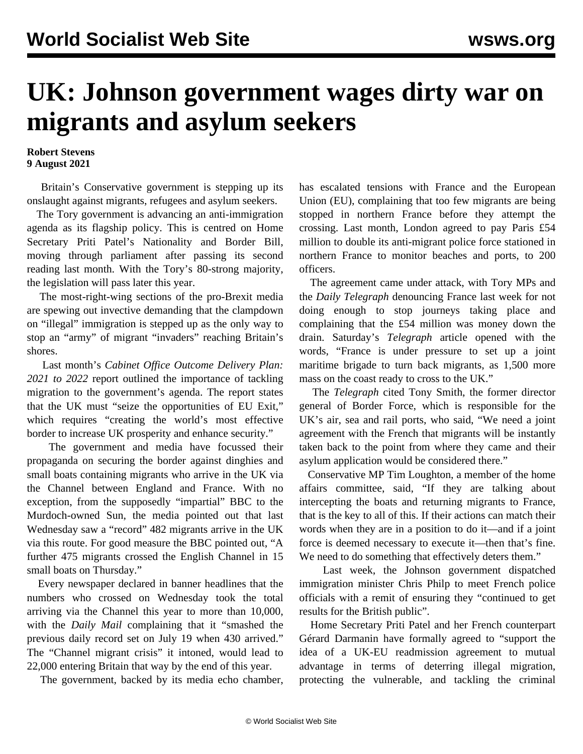# UK: Johnson government wages dirty war on migrants and asylum seekers

**Robert Stevens**
**9 August 2021**

Britain's Conservative government is stepping up its onslaught against migrants, refugees and asylum seekers.

The Tory government is advancing an anti-immigration agenda as its flagship policy. This is centred on Home Secretary Priti Patel's Nationality and Border Bill, moving through parliament after passing its second reading last month. With the Tory's 80-strong majority, the legislation will pass later this year.

The most-right-wing sections of the pro-Brexit media are spewing out invective demanding that the clampdown on "illegal" immigration is stepped up as the only way to stop an "army" of migrant "invaders" reaching Britain's shores.

Last month's *Cabinet Office Outcome Delivery Plan: 2021 to 2022* report outlined the importance of tackling migration to the government's agenda. The report states that the UK must "seize the opportunities of EU Exit," which requires "creating the world's most effective border to increase UK prosperity and enhance security."

The government and media have focussed their propaganda on securing the border against dinghies and small boats containing migrants who arrive in the UK via the Channel between England and France. With no exception, from the supposedly "impartial" BBC to the Murdoch-owned Sun, the media pointed out that last Wednesday saw a "record" 482 migrants arrive in the UK via this route. For good measure the BBC pointed out, "A further 475 migrants crossed the English Channel in 15 small boats on Thursday."

Every newspaper declared in banner headlines that the numbers who crossed on Wednesday took the total arriving via the Channel this year to more than 10,000, with the *Daily Mail* complaining that it "smashed the previous daily record set on July 19 when 430 arrived." The "Channel migrant crisis" it intoned, would lead to 22,000 entering Britain that way by the end of this year.

The government, backed by its media echo chamber, has escalated tensions with France and the European Union (EU), complaining that too few migrants are being stopped in northern France before they attempt the crossing. Last month, London agreed to pay Paris £54 million to double its anti-migrant police force stationed in northern France to monitor beaches and ports, to 200 officers.

The agreement came under attack, with Tory MPs and the *Daily Telegraph* denouncing France last week for not doing enough to stop journeys taking place and complaining that the £54 million was money down the drain. Saturday's *Telegraph* article opened with the words, "France is under pressure to set up a joint maritime brigade to turn back migrants, as 1,500 more mass on the coast ready to cross to the UK."

The *Telegraph* cited Tony Smith, the former director general of Border Force, which is responsible for the UK's air, sea and rail ports, who said, "We need a joint agreement with the French that migrants will be instantly taken back to the point from where they came and their asylum application would be considered there."

Conservative MP Tim Loughton, a member of the home affairs committee, said, "If they are talking about intercepting the boats and returning migrants to France, that is the key to all of this. If their actions can match their words when they are in a position to do it—and if a joint force is deemed necessary to execute it—then that's fine. We need to do something that effectively deters them."

Last week, the Johnson government dispatched immigration minister Chris Philp to meet French police officials with a remit of ensuring they "continued to get results for the British public".

Home Secretary Priti Patel and her French counterpart Gérard Darmanin have formally agreed to "support the idea of a UK-EU readmission agreement to mutual advantage in terms of deterring illegal migration, protecting the vulnerable, and tackling the criminal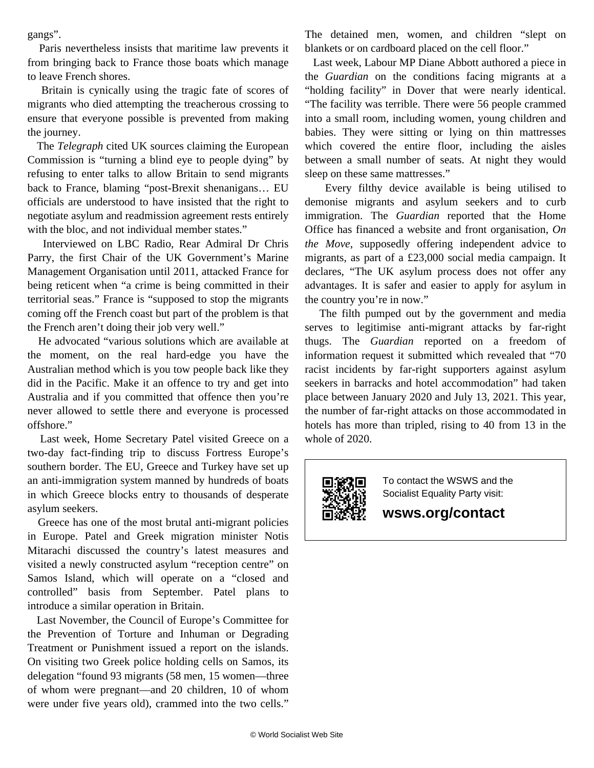gangs”.

Paris nevertheless insists that maritime law prevents it from bringing back to France those boats which manage to leave French shores.

Britain is cynically using the tragic fate of scores of migrants who died attempting the treacherous crossing to ensure that everyone possible is prevented from making the journey.

The *Telegraph* cited UK sources claiming the European Commission is “turning a blind eye to people dying” by refusing to enter talks to allow Britain to send migrants back to France, blaming “post-Brexit shenanigans… EU officials are understood to have insisted that the right to negotiate asylum and readmission agreement rests entirely with the bloc, and not individual member states.”

Interviewed on LBC Radio, Rear Admiral Dr Chris Parry, the first Chair of the UK Government’s Marine Management Organisation until 2011, attacked France for being reticent when “a crime is being committed in their territorial seas.” France is “supposed to stop the migrants coming off the French coast but part of the problem is that the French aren’t doing their job very well.”

He advocated “various solutions which are available at the moment, on the real hard-edge you have the Australian method which is you tow people back like they did in the Pacific. Make it an offence to try and get into Australia and if you committed that offence then you’re never allowed to settle there and everyone is processed offshore.”

Last week, Home Secretary Patel visited Greece on a two-day fact-finding trip to discuss Fortress Europe’s southern border. The EU, Greece and Turkey have set up an anti-immigration system manned by hundreds of boats in which Greece blocks entry to thousands of desperate asylum seekers.

Greece has one of the most brutal anti-migrant policies in Europe. Patel and Greek migration minister Notis Mitarachi discussed the country’s latest measures and visited a newly constructed asylum “reception centre” on Samos Island, which will operate on a “closed and controlled” basis from September. Patel plans to introduce a similar operation in Britain.

Last November, the Council of Europe’s Committee for the Prevention of Torture and Inhuman or Degrading Treatment or Punishment issued a report on the islands. On visiting two Greek police holding cells on Samos, its delegation “found 93 migrants (58 men, 15 women—three of whom were pregnant—and 20 children, 10 of whom were under five years old), crammed into the two cells.” The detained men, women, and children “slept on blankets or on cardboard placed on the cell floor.”

Last week, Labour MP Diane Abbott authored a piece in the *Guardian* on the conditions facing migrants at a “holding facility” in Dover that were nearly identical. “The facility was terrible. There were 56 people crammed into a small room, including women, young children and babies. They were sitting or lying on thin mattresses which covered the entire floor, including the aisles between a small number of seats. At night they would sleep on these same mattresses.”

Every filthy device available is being utilised to demonise migrants and asylum seekers and to curb immigration. The *Guardian* reported that the Home Office has financed a website and front organisation, *On the Move*, supposedly offering independent advice to migrants, as part of a £23,000 social media campaign. It declares, “The UK asylum process does not offer any advantages. It is safer and easier to apply for asylum in the country you’re in now.”

The filth pumped out by the government and media serves to legitimise anti-migrant attacks by far-right thugs. The *Guardian* reported on a freedom of information request it submitted which revealed that “70 racist incidents by far-right supporters against asylum seekers in barracks and hotel accommodation” had taken place between January 2020 and July 13, 2021. This year, the number of far-right attacks on those accommodated in hotels has more than tripled, rising to 40 from 13 in the whole of 2020.

To contact the WSWS and the Socialist Equality Party visit:

**wsws.org/contact**